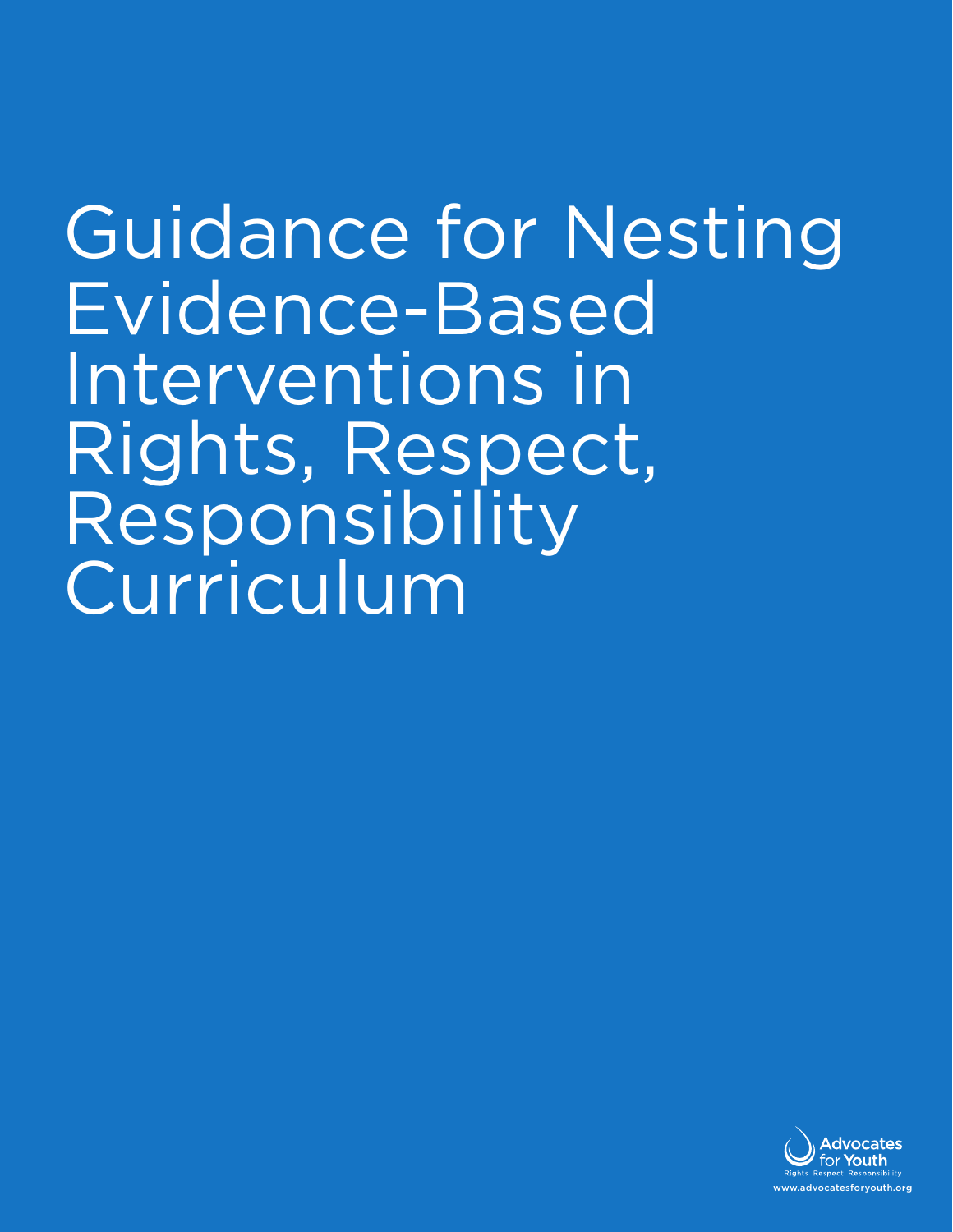# Guidance for Nesting Evidence-Based Interventions in Rights, Respect, Responsibility Curriculum

Advocates for Youth

Rights. Respect. Responsibility.

www.advocatesforyouth.org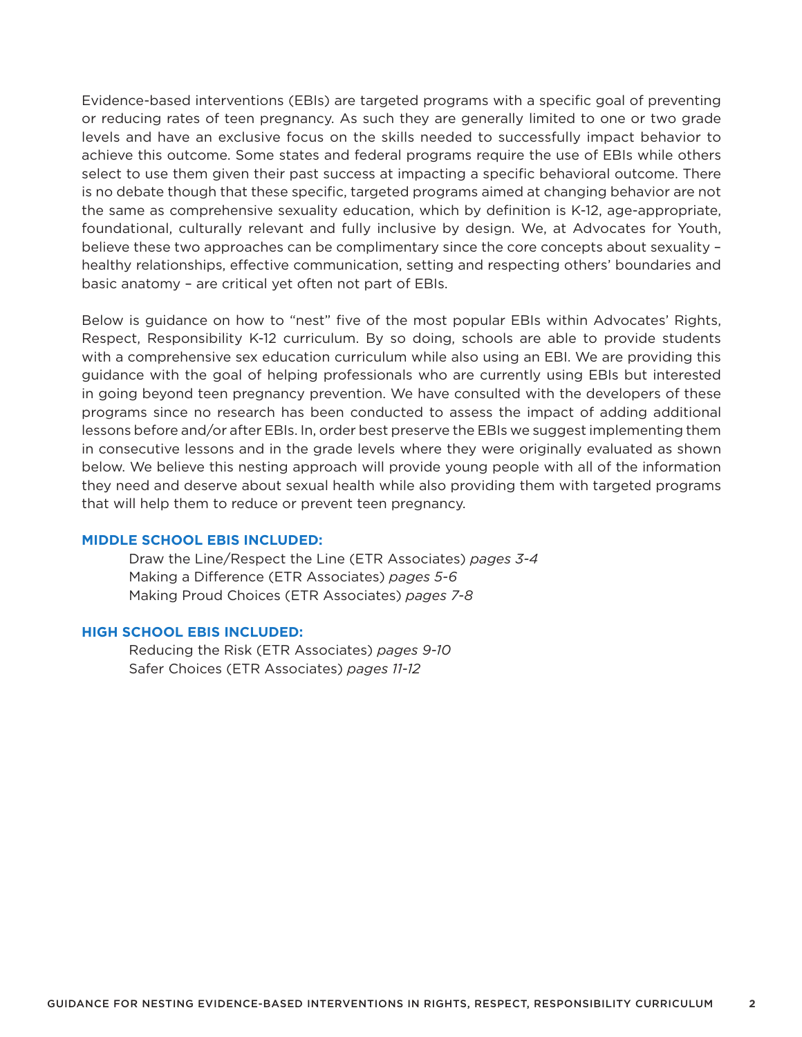Evidence-based interventions (EBIs) are targeted programs with a specific goal of preventing or reducing rates of teen pregnancy. As such they are generally limited to one or two grade levels and have an exclusive focus on the skills needed to successfully impact behavior to achieve this outcome. Some states and federal programs require the use of EBIs while others select to use them given their past success at impacting a specific behavioral outcome. There is no debate though that these specific, targeted programs aimed at changing behavior are not the same as comprehensive sexuality education, which by definition is K-12, age-appropriate, foundational, culturally relevant and fully inclusive by design. We, at Advocates for Youth, believe these two approaches can be complimentary since the core concepts about sexuality – healthy relationships, effective communication, setting and respecting others' boundaries and basic anatomy – are critical yet often not part of EBIs.

Below is guidance on how to "nest" five of the most popular EBIs within Advocates' Rights, Respect, Responsibility K-12 curriculum. By so doing, schools are able to provide students with a comprehensive sex education curriculum while also using an EBI. We are providing this guidance with the goal of helping professionals who are currently using EBIs but interested in going beyond teen pregnancy prevention. We have consulted with the developers of these programs since no research has been conducted to assess the impact of adding additional lessons before and/or after EBIs. In, order best preserve the EBIs we suggest implementing them in consecutive lessons and in the grade levels where they were originally evaluated as shown below. We believe this nesting approach will provide young people with all of the information they need and deserve about sexual health while also providing them with targeted programs that will help them to reduce or prevent teen pregnancy.

**MIDDLE SCHOOL EBIS INCLUDED:**

Draw the Line/Respect the Line (ETR Associates) *pages 3-4*
Making a Difference (ETR Associates) *pages 5-6*
Making Proud Choices (ETR Associates) *pages 7-8*

**HIGH SCHOOL EBIS INCLUDED:**

Reducing the Risk (ETR Associates) *pages 9-10*
Safer Choices (ETR Associates) *pages 11-12*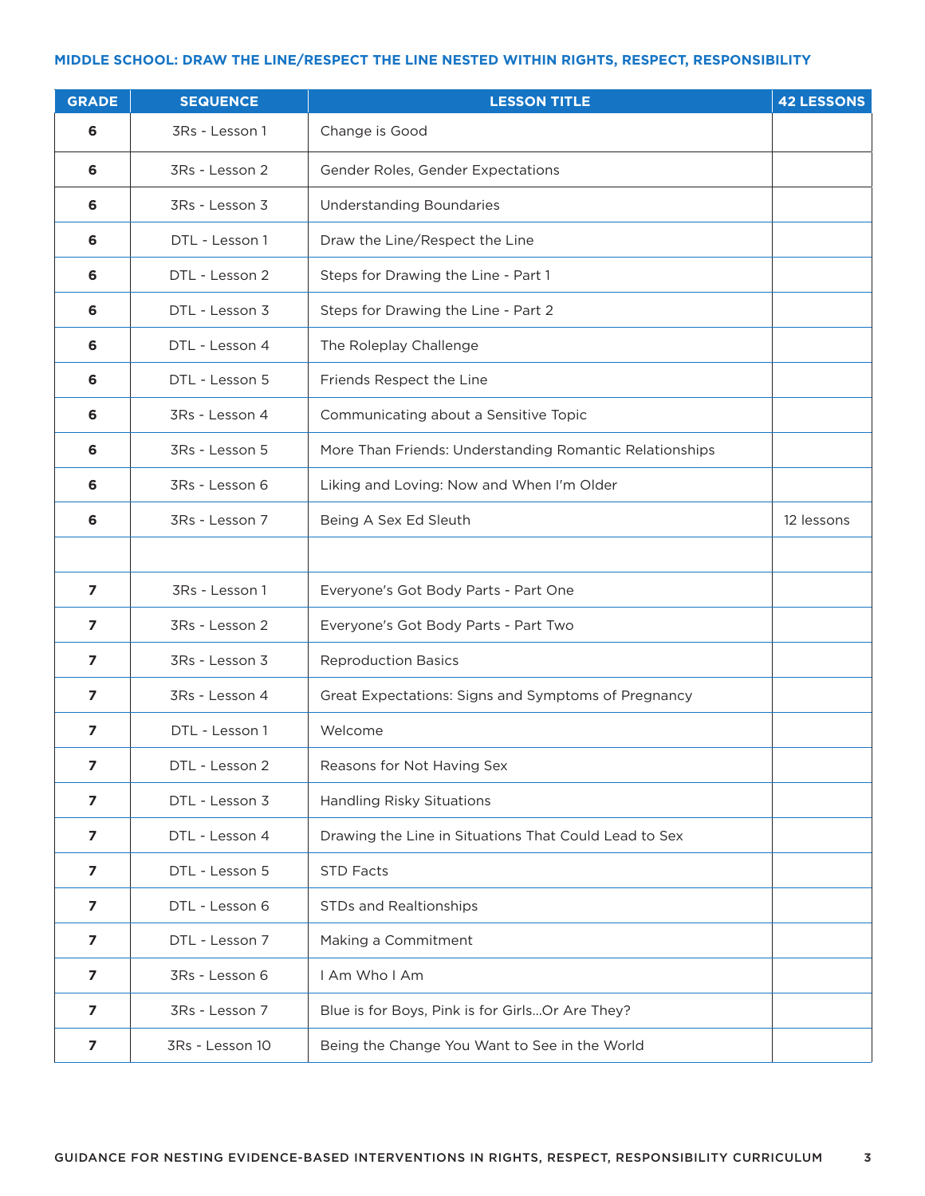### MIDDLE SCHOOL: DRAW THE LINE/RESPECT THE LINE NESTED WITHIN RIGHTS, RESPECT, RESPONSIBILITY

| GRADE | SEQUENCE | LESSON TITLE | 42 LESSONS |
|---|---|---|---|
| **6** | 3Rs - Lesson 1 | Change is Good | |
| **6** | 3Rs - Lesson 2 | Gender Roles, Gender Expectations | |
| **6** | 3Rs - Lesson 3 | Understanding Boundaries | |
| **6** | DTL - Lesson 1 | Draw the Line/Respect the Line | |
| **6** | DTL - Lesson 2 | Steps for Drawing the Line - Part 1 | |
| **6** | DTL - Lesson 3 | Steps for Drawing the Line - Part 2 | |
| **6** | DTL - Lesson 4 | The Roleplay Challenge | |
| **6** | DTL - Lesson 5 | Friends Respect the Line | |
| **6** | 3Rs - Lesson 4 | Communicating about a Sensitive Topic | |
| **6** | 3Rs - Lesson 5 | More Than Friends: Understanding Romantic Relationships | |
| **6** | 3Rs - Lesson 6 | Liking and Loving: Now and When I'm Older | |
| **6** | 3Rs - Lesson 7 | Being A Sex Ed Sleuth | 12 lessons |
| | | | |
| **7** | 3Rs - Lesson 1 | Everyone's Got Body Parts - Part One | |
| **7** | 3Rs - Lesson 2 | Everyone's Got Body Parts - Part Two | |
| **7** | 3Rs - Lesson 3 | Reproduction Basics | |
| **7** | 3Rs - Lesson 4 | Great Expectations: Signs and Symptoms of Pregnancy | |
| **7** | DTL - Lesson 1 | Welcome | |
| **7** | DTL - Lesson 2 | Reasons for Not Having Sex | |
| **7** | DTL - Lesson 3 | Handling Risky Situations | |
| **7** | DTL - Lesson 4 | Drawing the Line in Situations That Could Lead to Sex | |
| **7** | DTL - Lesson 5 | STD Facts | |
| **7** | DTL - Lesson 6 | STDs and Realtionships | |
| **7** | DTL - Lesson 7 | Making a Commitment | |
| **7** | 3Rs - Lesson 6 | I Am Who I Am | |
| **7** | 3Rs - Lesson 7 | Blue is for Boys, Pink is for Girls...Or Are They? | |
| **7** | 3Rs - Lesson 10 | Being the Change You Want to See in the World | |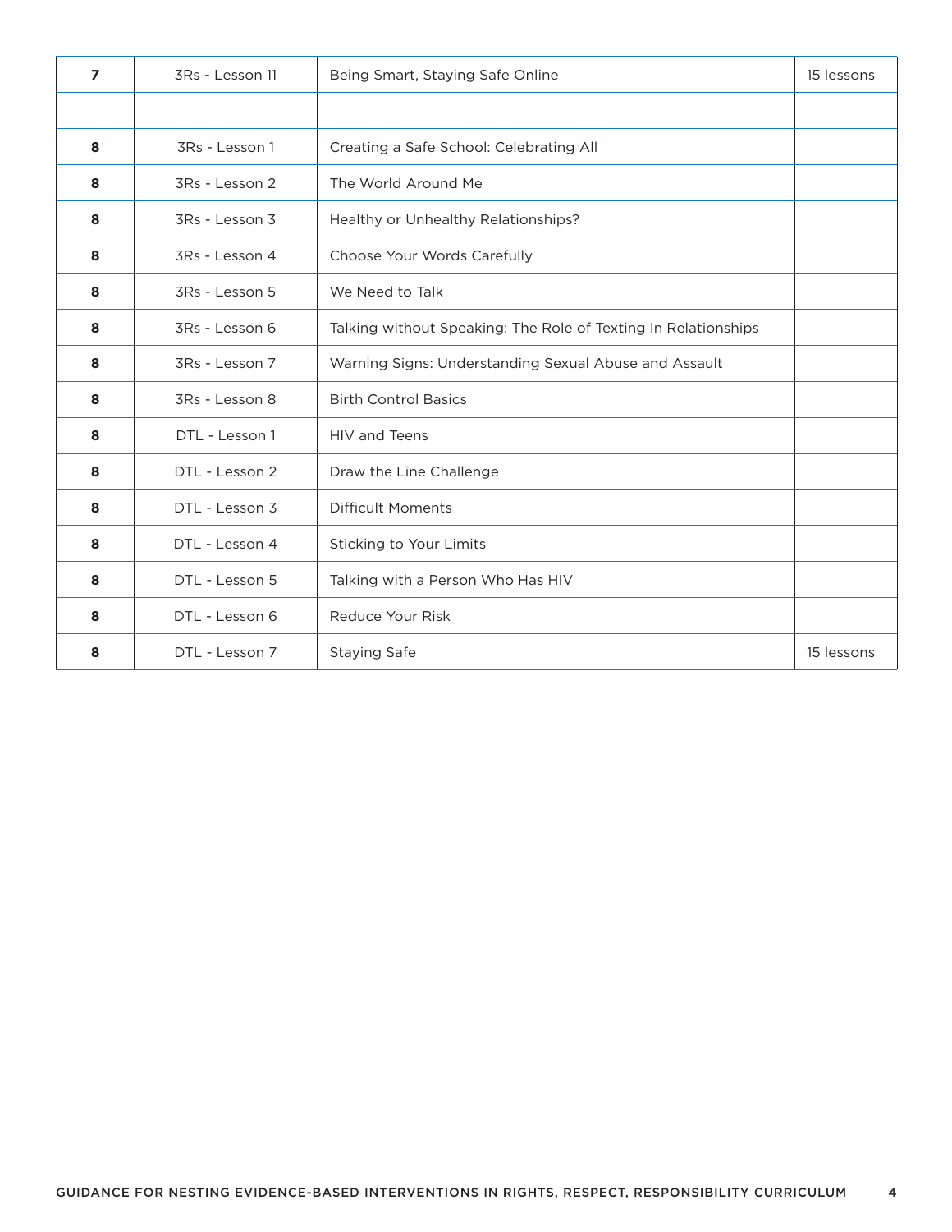| | | | |
|---|---|---|---|
| **7** | 3Rs - Lesson 11 | Being Smart, Staying Safe Online | 15 lessons |
| | | | |
| **8** | 3Rs - Lesson 1 | Creating a Safe School: Celebrating All | |
| **8** | 3Rs - Lesson 2 | The World Around Me | |
| **8** | 3Rs - Lesson 3 | Healthy or Unhealthy Relationships? | |
| **8** | 3Rs - Lesson 4 | Choose Your Words Carefully | |
| **8** | 3Rs - Lesson 5 | We Need to Talk | |
| **8** | 3Rs - Lesson 6 | Talking without Speaking: The Role of Texting In Relationships | |
| **8** | 3Rs - Lesson 7 | Warning Signs: Understanding Sexual Abuse and Assault | |
| **8** | 3Rs - Lesson 8 | Birth Control Basics | |
| **8** | DTL - Lesson 1 | HIV and Teens | |
| **8** | DTL - Lesson 2 | Draw the Line Challenge | |
| **8** | DTL - Lesson 3 | Difficult Moments | |
| **8** | DTL - Lesson 4 | Sticking to Your Limits | |
| **8** | DTL - Lesson 5 | Talking with a Person Who Has HIV | |
| **8** | DTL - Lesson 6 | Reduce Your Risk | |
| **8** | DTL - Lesson 7 | Staying Safe | 15 lessons |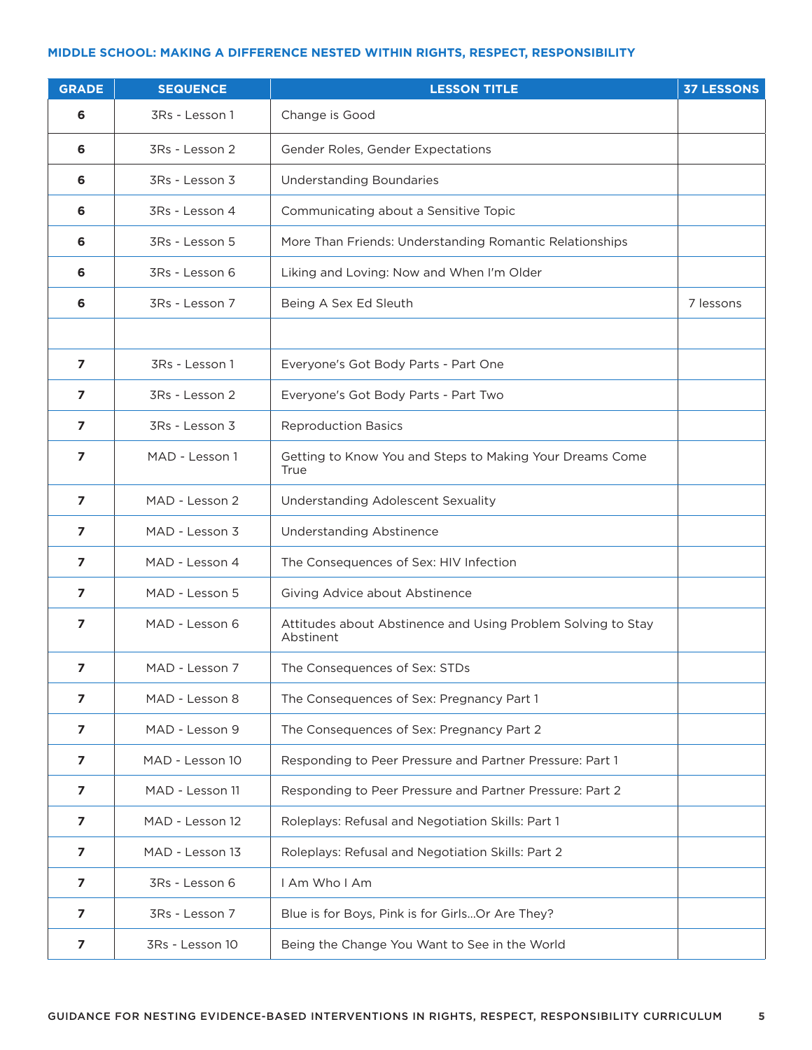## MIDDLE SCHOOL: MAKING A DIFFERENCE NESTED WITHIN RIGHTS, RESPECT, RESPONSIBILITY

| GRADE | SEQUENCE | LESSON TITLE | 37 LESSONS |
|---|---|---|---|
| 6 | 3Rs - Lesson 1 | Change is Good | |
| 6 | 3Rs - Lesson 2 | Gender Roles, Gender Expectations | |
| 6 | 3Rs - Lesson 3 | Understanding Boundaries | |
| 6 | 3Rs - Lesson 4 | Communicating about a Sensitive Topic | |
| 6 | 3Rs - Lesson 5 | More Than Friends: Understanding Romantic Relationships | |
| 6 | 3Rs - Lesson 6 | Liking and Loving: Now and When I'm Older | |
| 6 | 3Rs - Lesson 7 | Being A Sex Ed Sleuth | 7 lessons |
| | | | |
| 7 | 3Rs - Lesson 1 | Everyone's Got Body Parts - Part One | |
| 7 | 3Rs - Lesson 2 | Everyone's Got Body Parts - Part Two | |
| 7 | 3Rs - Lesson 3 | Reproduction Basics | |
| 7 | MAD - Lesson 1 | Getting to Know You and Steps to Making Your Dreams Come True | |
| 7 | MAD - Lesson 2 | Understanding Adolescent Sexuality | |
| 7 | MAD - Lesson 3 | Understanding Abstinence | |
| 7 | MAD - Lesson 4 | The Consequences of Sex: HIV Infection | |
| 7 | MAD - Lesson 5 | Giving Advice about Abstinence | |
| 7 | MAD - Lesson 6 | Attitudes about Abstinence and Using Problem Solving to Stay Abstinent | |
| 7 | MAD - Lesson 7 | The Consequences of Sex: STDs | |
| 7 | MAD - Lesson 8 | The Consequences of Sex: Pregnancy Part 1 | |
| 7 | MAD - Lesson 9 | The Consequences of Sex: Pregnancy Part 2 | |
| 7 | MAD - Lesson 10 | Responding to Peer Pressure and Partner Pressure: Part 1 | |
| 7 | MAD - Lesson 11 | Responding to Peer Pressure and Partner Pressure: Part 2 | |
| 7 | MAD - Lesson 12 | Roleplays: Refusal and Negotiation Skills: Part 1 | |
| 7 | MAD - Lesson 13 | Roleplays: Refusal and Negotiation Skills: Part 2 | |
| 7 | 3Rs - Lesson 6 | I Am Who I Am | |
| 7 | 3Rs - Lesson 7 | Blue is for Boys, Pink is for Girls...Or Are They? | |
| 7 | 3Rs - Lesson 10 | Being the Change You Want to See in the World | |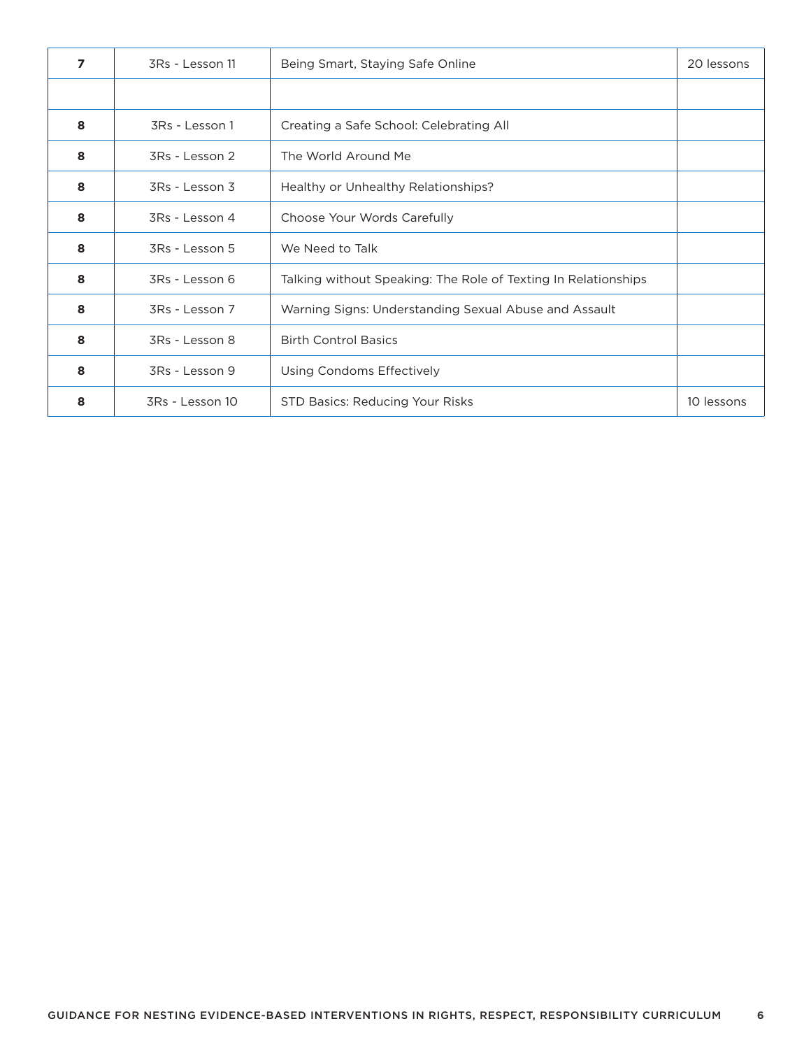| | | | |
|---|---|---|---|
| **7** | 3Rs - Lesson 11 | Being Smart, Staying Safe Online | 20 lessons |
| | | | |
| **8** | 3Rs - Lesson 1 | Creating a Safe School: Celebrating All | |
| **8** | 3Rs - Lesson 2 | The World Around Me | |
| **8** | 3Rs - Lesson 3 | Healthy or Unhealthy Relationships? | |
| **8** | 3Rs - Lesson 4 | Choose Your Words Carefully | |
| **8** | 3Rs - Lesson 5 | We Need to Talk | |
| **8** | 3Rs - Lesson 6 | Talking without Speaking: The Role of Texting In Relationships | |
| **8** | 3Rs - Lesson 7 | Warning Signs: Understanding Sexual Abuse and Assault | |
| **8** | 3Rs - Lesson 8 | Birth Control Basics | |
| **8** | 3Rs - Lesson 9 | Using Condoms Effectively | |
| **8** | 3Rs - Lesson 10 | STD Basics: Reducing Your Risks | 10 lessons |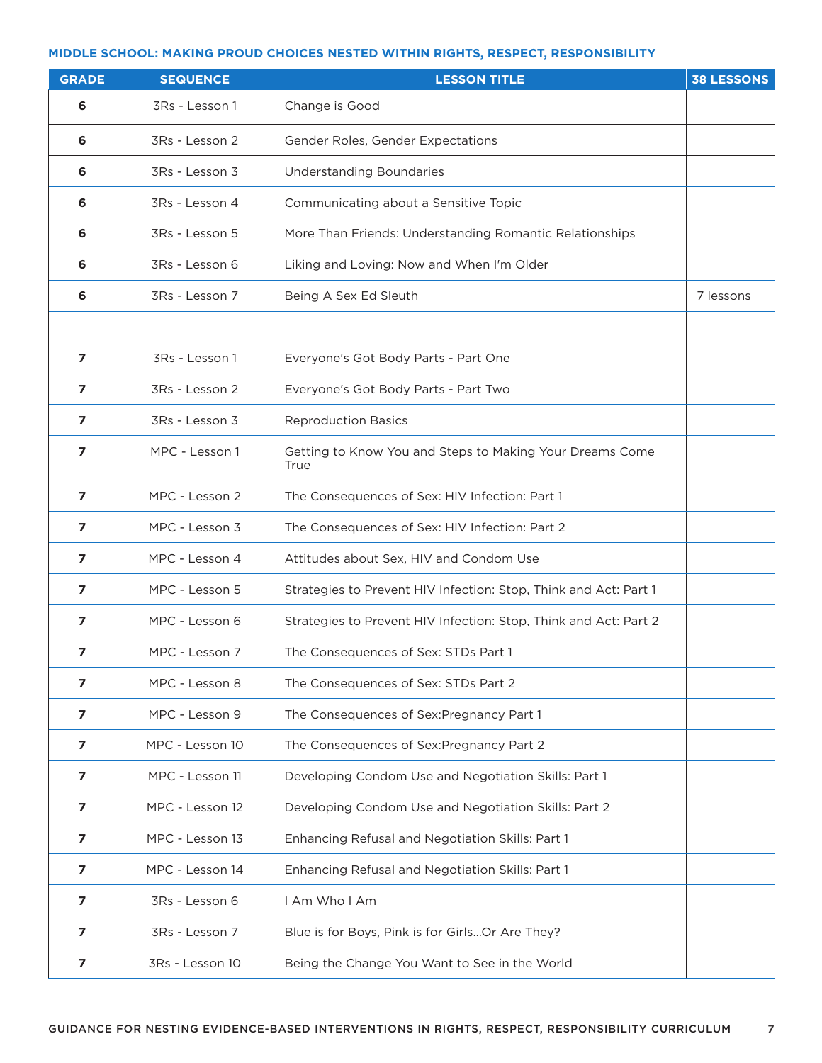**MIDDLE SCHOOL: MAKING PROUD CHOICES NESTED WITHIN RIGHTS, RESPECT, RESPONSIBILITY**

| GRADE | SEQUENCE | LESSON TITLE | 38 LESSONS |
|---|---|---|---|
| **6** | 3Rs - Lesson 1 | Change is Good | |
| **6** | 3Rs - Lesson 2 | Gender Roles, Gender Expectations | |
| **6** | 3Rs - Lesson 3 | Understanding Boundaries | |
| **6** | 3Rs - Lesson 4 | Communicating about a Sensitive Topic | |
| **6** | 3Rs - Lesson 5 | More Than Friends: Understanding Romantic Relationships | |
| **6** | 3Rs - Lesson 6 | Liking and Loving: Now and When I'm Older | |
| **6** | 3Rs - Lesson 7 | Being A Sex Ed Sleuth | 7 lessons |
| | | | |
| **7** | 3Rs - Lesson 1 | Everyone's Got Body Parts - Part One | |
| **7** | 3Rs - Lesson 2 | Everyone's Got Body Parts - Part Two | |
| **7** | 3Rs - Lesson 3 | Reproduction Basics | |
| **7** | MPC - Lesson 1 | Getting to Know You and Steps to Making Your Dreams Come True | |
| **7** | MPC - Lesson 2 | The Consequences of Sex: HIV Infection: Part 1 | |
| **7** | MPC - Lesson 3 | The Consequences of Sex: HIV Infection: Part 2 | |
| **7** | MPC - Lesson 4 | Attitudes about Sex, HIV and Condom Use | |
| **7** | MPC - Lesson 5 | Strategies to Prevent HIV Infection: Stop, Think and Act: Part 1 | |
| **7** | MPC - Lesson 6 | Strategies to Prevent HIV Infection: Stop, Think and Act: Part 2 | |
| **7** | MPC - Lesson 7 | The Consequences of Sex: STDs Part 1 | |
| **7** | MPC - Lesson 8 | The Consequences of Sex: STDs Part 2 | |
| **7** | MPC - Lesson 9 | The Consequences of Sex:Pregnancy Part 1 | |
| **7** | MPC - Lesson 10 | The Consequences of Sex:Pregnancy Part 2 | |
| **7** | MPC - Lesson 11 | Developing Condom Use and Negotiation Skills: Part 1 | |
| **7** | MPC - Lesson 12 | Developing Condom Use and Negotiation Skills: Part 2 | |
| **7** | MPC - Lesson 13 | Enhancing Refusal and Negotiation Skills: Part 1 | |
| **7** | MPC - Lesson 14 | Enhancing Refusal and Negotiation Skills: Part 1 | |
| **7** | 3Rs - Lesson 6 | I Am Who I Am | |
| **7** | 3Rs - Lesson 7 | Blue is for Boys, Pink is for Girls...Or Are They? | |
| **7** | 3Rs - Lesson 10 | Being the Change You Want to See in the World | |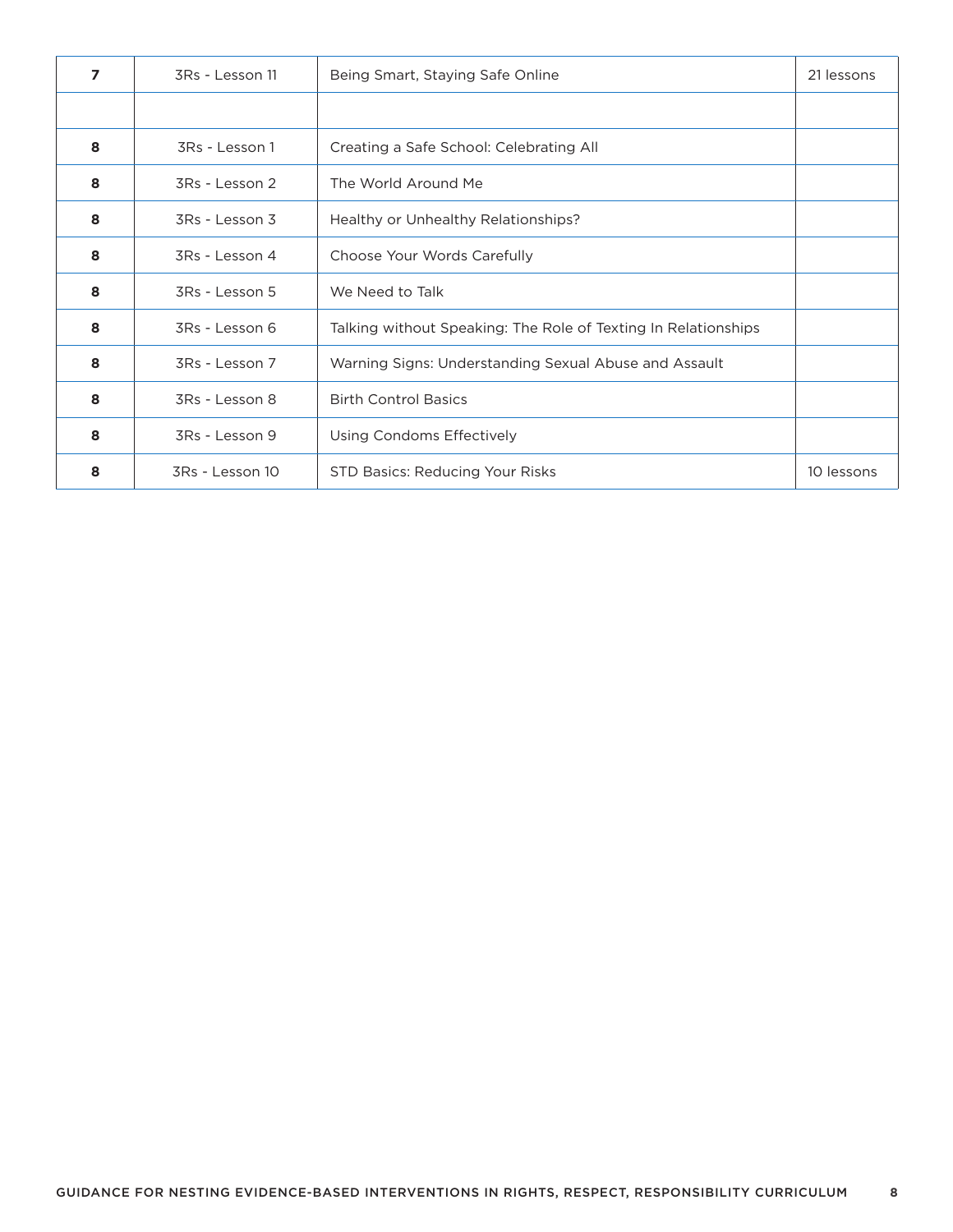| | | | |
|---|---|---|---|
| **7** | 3Rs - Lesson 11 | Being Smart, Staying Safe Online | 21 lessons |
| | | | |
| **8** | 3Rs - Lesson 1 | Creating a Safe School: Celebrating All | |
| **8** | 3Rs - Lesson 2 | The World Around Me | |
| **8** | 3Rs - Lesson 3 | Healthy or Unhealthy Relationships? | |
| **8** | 3Rs - Lesson 4 | Choose Your Words Carefully | |
| **8** | 3Rs - Lesson 5 | We Need to Talk | |
| **8** | 3Rs - Lesson 6 | Talking without Speaking: The Role of Texting In Relationships | |
| **8** | 3Rs - Lesson 7 | Warning Signs: Understanding Sexual Abuse and Assault | |
| **8** | 3Rs - Lesson 8 | Birth Control Basics | |
| **8** | 3Rs - Lesson 9 | Using Condoms Effectively | |
| **8** | 3Rs - Lesson 10 | STD Basics: Reducing Your Risks | 10 lessons |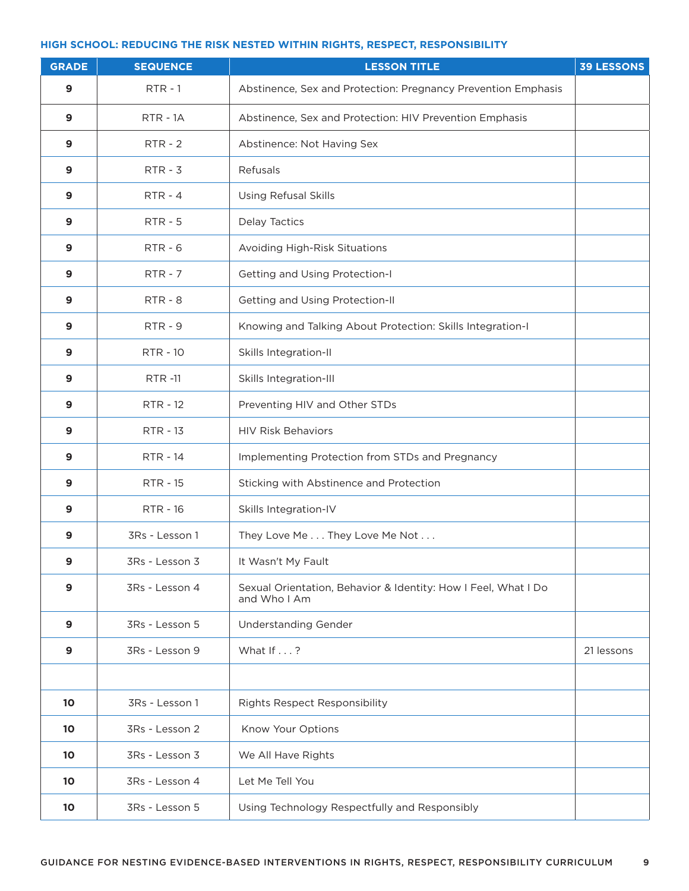### HIGH SCHOOL: REDUCING THE RISK NESTED WITHIN RIGHTS, RESPECT, RESPONSIBILITY

| GRADE | SEQUENCE | LESSON TITLE | 39 LESSONS |
|---|---|---|---|
| **9** | RTR - 1 | Abstinence, Sex and Protection: Pregnancy Prevention Emphasis | |
| **9** | RTR - 1A | Abstinence, Sex and Protection: HIV Prevention Emphasis | |
| **9** | RTR - 2 | Abstinence: Not Having Sex | |
| **9** | RTR - 3 | Refusals | |
| **9** | RTR - 4 | Using Refusal Skills | |
| **9** | RTR - 5 | Delay Tactics | |
| **9** | RTR - 6 | Avoiding High-Risk Situations | |
| **9** | RTR - 7 | Getting and Using Protection-I | |
| **9** | RTR - 8 | Getting and Using Protection-II | |
| **9** | RTR - 9 | Knowing and Talking About Protection: Skills Integration-I | |
| **9** | RTR - 10 | Skills Integration-II | |
| **9** | RTR -11 | Skills Integration-III | |
| **9** | RTR - 12 | Preventing HIV and Other STDs | |
| **9** | RTR - 13 | HIV Risk Behaviors | |
| **9** | RTR - 14 | Implementing Protection from STDs and Pregnancy | |
| **9** | RTR - 15 | Sticking with Abstinence and Protection | |
| **9** | RTR - 16 | Skills Integration-IV | |
| **9** | 3Rs - Lesson 1 | They Love Me . . . They Love Me Not . . . | |
| **9** | 3Rs - Lesson 3 | It Wasn't My Fault | |
| **9** | 3Rs - Lesson 4 | Sexual Orientation, Behavior & Identity: How I Feel, What I Do and Who I Am | |
| **9** | 3Rs - Lesson 5 | Understanding Gender | |
| **9** | 3Rs - Lesson 9 | What If . . . ? | 21 lessons |
| | | | |
| **10** | 3Rs - Lesson 1 | Rights Respect Responsibility | |
| **10** | 3Rs - Lesson 2 | Know Your Options | |
| **10** | 3Rs - Lesson 3 | We All Have Rights | |
| **10** | 3Rs - Lesson 4 | Let Me Tell You | |
| **10** | 3Rs - Lesson 5 | Using Technology Respectfully and Responsibly | |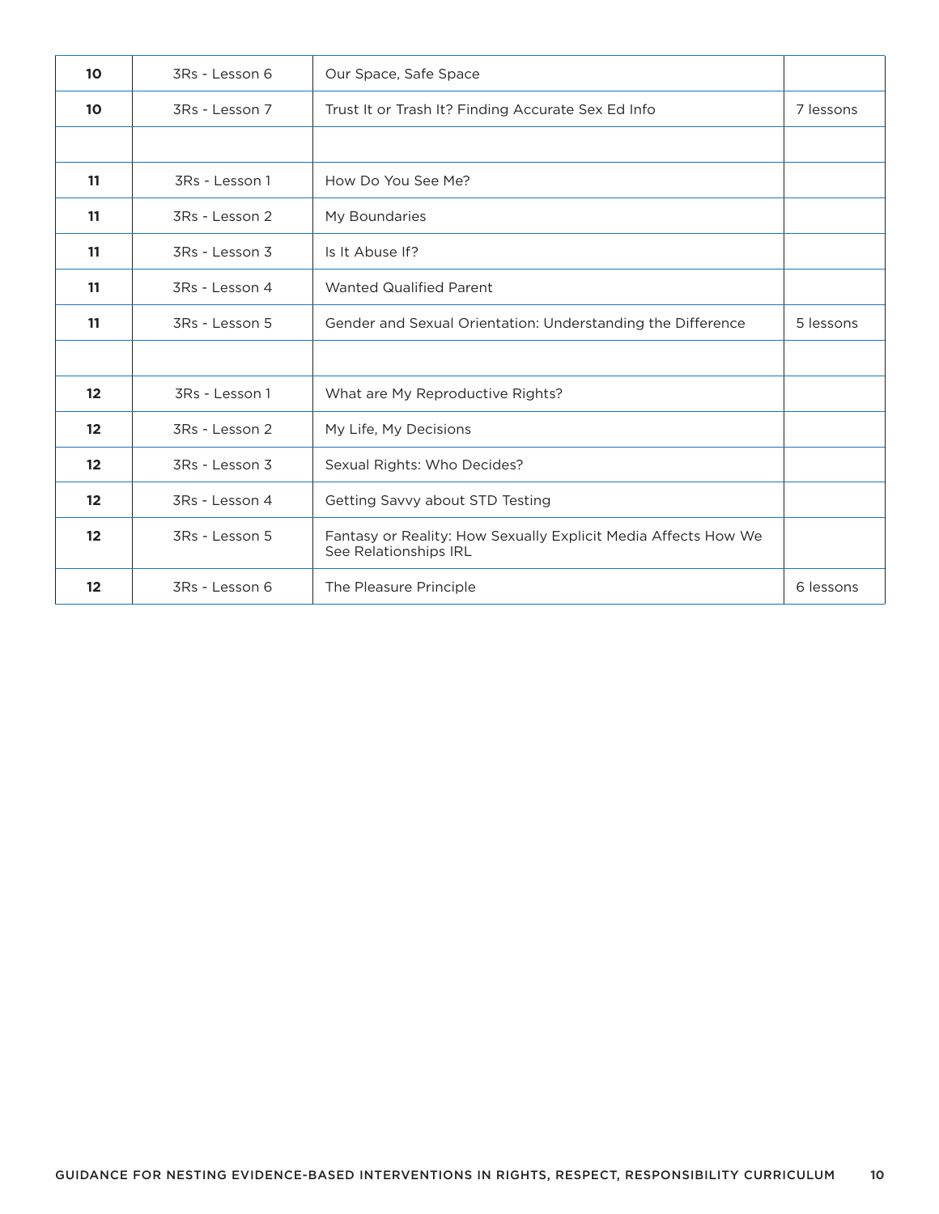| | | | |
|---|---|---|---|
| **10** | 3Rs - Lesson 6 | Our Space, Safe Space | |
| **10** | 3Rs - Lesson 7 | Trust It or Trash It? Finding Accurate Sex Ed Info | 7 lessons |
| | | | |
| **11** | 3Rs - Lesson 1 | How Do You See Me? | |
| **11** | 3Rs - Lesson 2 | My Boundaries | |
| **11** | 3Rs - Lesson 3 | Is It Abuse If? | |
| **11** | 3Rs - Lesson 4 | Wanted Qualified Parent | |
| **11** | 3Rs - Lesson 5 | Gender and Sexual Orientation: Understanding the Difference | 5 lessons |
| | | | |
| **12** | 3Rs - Lesson 1 | What are My Reproductive Rights? | |
| **12** | 3Rs - Lesson 2 | My Life, My Decisions | |
| **12** | 3Rs - Lesson 3 | Sexual Rights: Who Decides? | |
| **12** | 3Rs - Lesson 4 | Getting Savvy about STD Testing | |
| **12** | 3Rs - Lesson 5 | Fantasy or Reality: How Sexually Explicit Media Affects How We See Relationships IRL | |
| **12** | 3Rs - Lesson 6 | The Pleasure Principle | 6 lessons |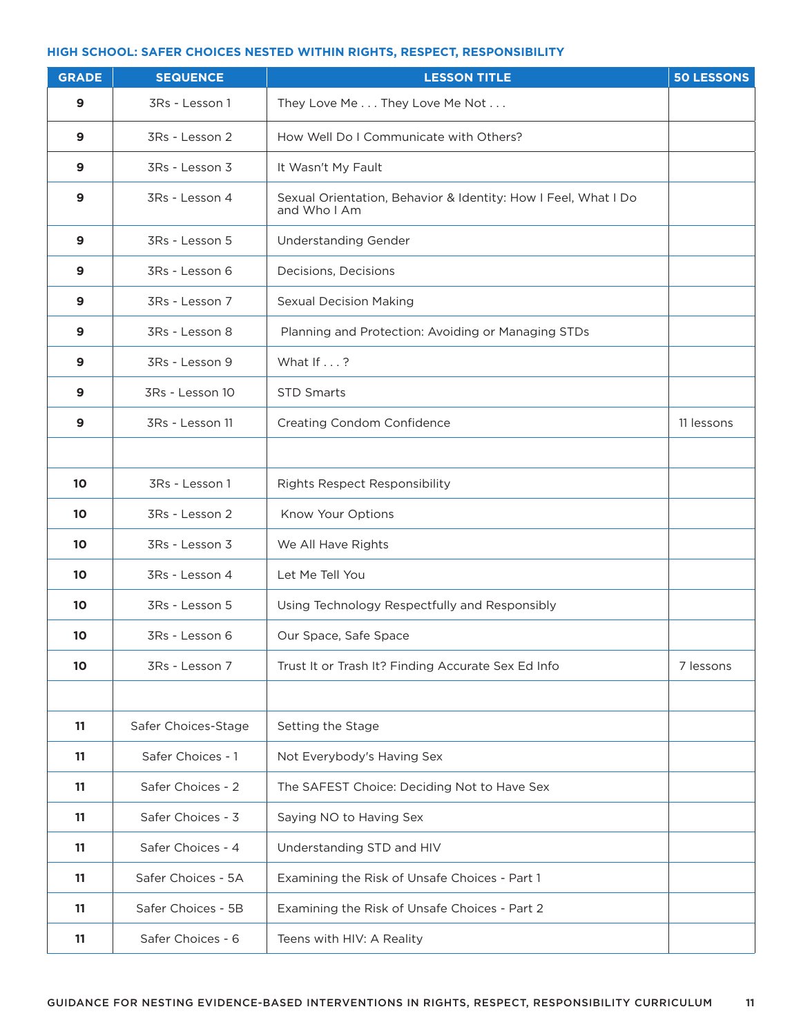## HIGH SCHOOL: SAFER CHOICES NESTED WITHIN RIGHTS, RESPECT, RESPONSIBILITY

| GRADE | SEQUENCE | LESSON TITLE | 50 LESSONS |
|---|---|---|---|
| 9 | 3Rs - Lesson 1 | They Love Me . . . They Love Me Not . . . | |
| 9 | 3Rs - Lesson 2 | How Well Do I Communicate with Others? | |
| 9 | 3Rs - Lesson 3 | It Wasn't My Fault | |
| 9 | 3Rs - Lesson 4 | Sexual Orientation, Behavior & Identity: How I Feel, What I Do and Who I Am | |
| 9 | 3Rs - Lesson 5 | Understanding Gender | |
| 9 | 3Rs - Lesson 6 | Decisions, Decisions | |
| 9 | 3Rs - Lesson 7 | Sexual Decision Making | |
| 9 | 3Rs - Lesson 8 | Planning and Protection: Avoiding or Managing STDs | |
| 9 | 3Rs - Lesson 9 | What If . . . ? | |
| 9 | 3Rs - Lesson 10 | STD Smarts | |
| 9 | 3Rs - Lesson 11 | Creating Condom Confidence | 11 lessons |
| | | | |
| 10 | 3Rs - Lesson 1 | Rights Respect Responsibility | |
| 10 | 3Rs - Lesson 2 | Know Your Options | |
| 10 | 3Rs - Lesson 3 | We All Have Rights | |
| 10 | 3Rs - Lesson 4 | Let Me Tell You | |
| 10 | 3Rs - Lesson 5 | Using Technology Respectfully and Responsibly | |
| 10 | 3Rs - Lesson 6 | Our Space, Safe Space | |
| 10 | 3Rs - Lesson 7 | Trust It or Trash It? Finding Accurate Sex Ed Info | 7 lessons |
| | | | |
| 11 | Safer Choices-Stage | Setting the Stage | |
| 11 | Safer Choices - 1 | Not Everybody's Having Sex | |
| 11 | Safer Choices - 2 | The SAFEST Choice: Deciding Not to Have Sex | |
| 11 | Safer Choices - 3 | Saying NO to Having Sex | |
| 11 | Safer Choices - 4 | Understanding STD and HIV | |
| 11 | Safer Choices - 5A | Examining the Risk of Unsafe Choices - Part 1 | |
| 11 | Safer Choices - 5B | Examining the Risk of Unsafe Choices - Part 2 | |
| 11 | Safer Choices - 6 | Teens with HIV: A Reality | |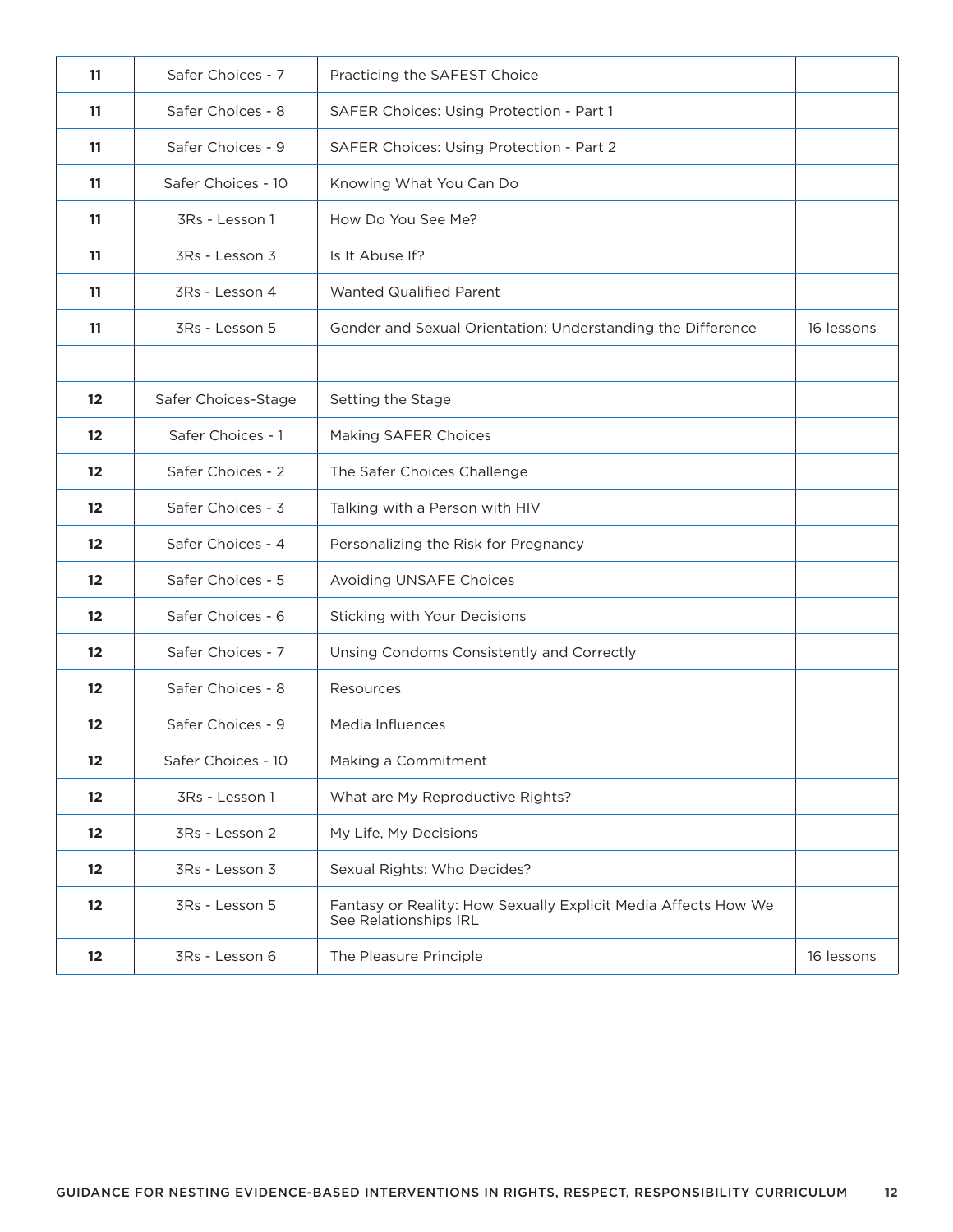| | | | |
|---|---|---|---|
| **11** | Safer Choices - 7 | Practicing the SAFEST Choice | |
| **11** | Safer Choices - 8 | SAFER Choices: Using Protection - Part 1 | |
| **11** | Safer Choices - 9 | SAFER Choices: Using Protection - Part 2 | |
| **11** | Safer Choices - 10 | Knowing What You Can Do | |
| **11** | 3Rs - Lesson 1 | How Do You See Me? | |
| **11** | 3Rs - Lesson 3 | Is It Abuse If? | |
| **11** | 3Rs - Lesson 4 | Wanted Qualified Parent | |
| **11** | 3Rs - Lesson 5 | Gender and Sexual Orientation: Understanding the Difference | 16 lessons |
| | | | |
| **12** | Safer Choices-Stage | Setting the Stage | |
| **12** | Safer Choices - 1 | Making SAFER Choices | |
| **12** | Safer Choices - 2 | The Safer Choices Challenge | |
| **12** | Safer Choices - 3 | Talking with a Person with HIV | |
| **12** | Safer Choices - 4 | Personalizing the Risk for Pregnancy | |
| **12** | Safer Choices - 5 | Avoiding UNSAFE Choices | |
| **12** | Safer Choices - 6 | Sticking with Your Decisions | |
| **12** | Safer Choices - 7 | Unsing Condoms Consistently and Correctly | |
| **12** | Safer Choices - 8 | Resources | |
| **12** | Safer Choices - 9 | Media Influences | |
| **12** | Safer Choices - 10 | Making a Commitment | |
| **12** | 3Rs - Lesson 1 | What are My Reproductive Rights? | |
| **12** | 3Rs - Lesson 2 | My Life, My Decisions | |
| **12** | 3Rs - Lesson 3 | Sexual Rights: Who Decides? | |
| **12** | 3Rs - Lesson 5 | Fantasy or Reality: How Sexually Explicit Media Affects How We See Relationships IRL | |
| **12** | 3Rs - Lesson 6 | The Pleasure Principle | 16 lessons |